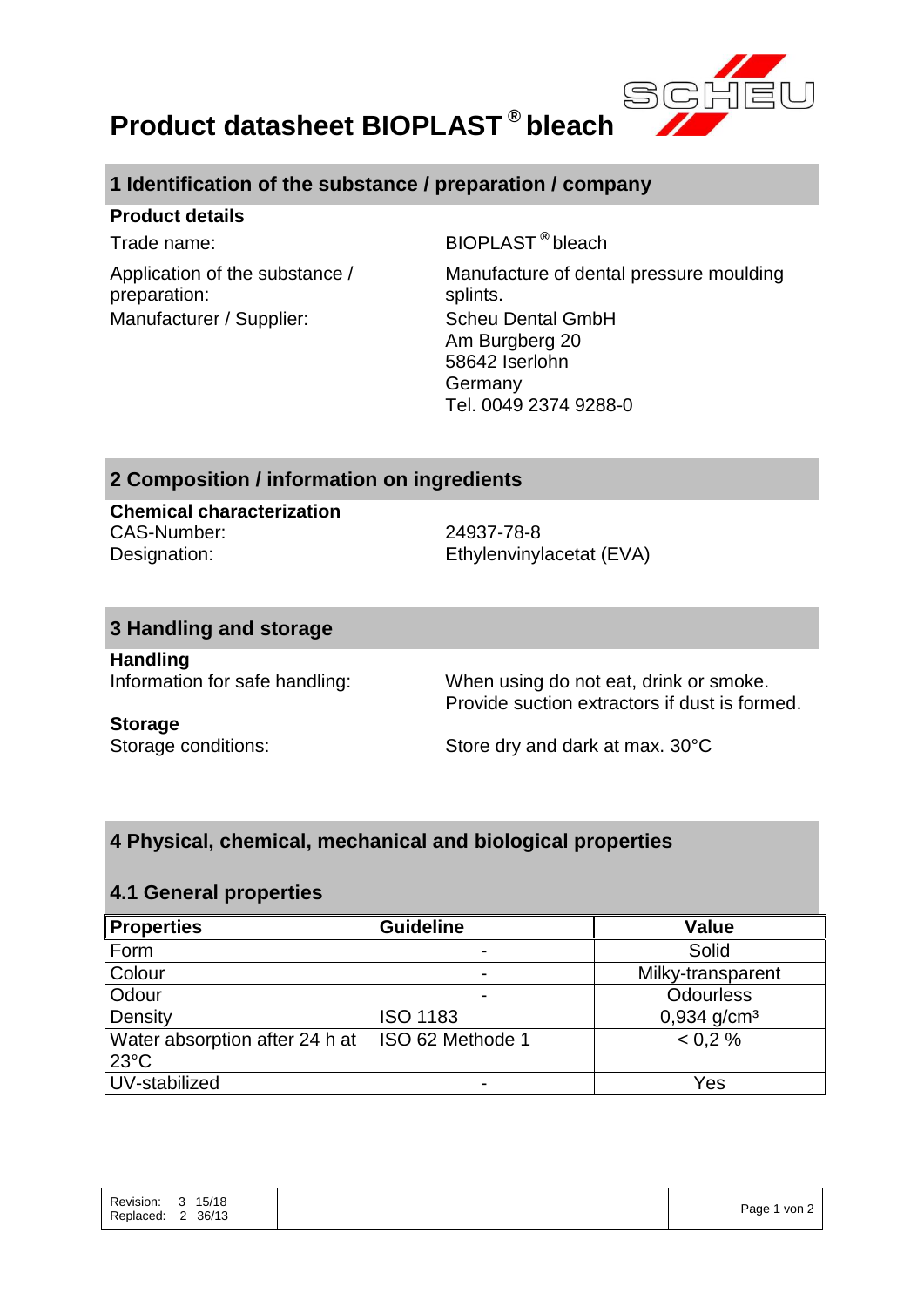# Product datasheet BIOPLAST ® bleach

## 1 Identification of the substance / preparation / company

**Product details**

| | |
|---|---|
| Trade name: | BIOPLAST ® bleach |
| Application of the substance / preparation: | Manufacture of dental pressure moulding splints. |
| Manufacturer / Supplier: | Scheu Dental GmbH<br>Am Burgberg 20<br>58642 Iserlohn<br>Germany<br>Tel. 0049 2374 9288-0 |

## 2 Composition / information on ingredients

**Chemical characterization**

| | |
|---|---|
| CAS-Number: | 24937-78-8 |
| Designation: | Ethylenvinylacetat (EVA) |

## 3 Handling and storage

**Handling**

| | |
|---|---|
| Information for safe handling: | When using do not eat, drink or smoke.<br>Provide suction extractors if dust is formed. |

**Storage**

| | |
|---|---|
| Storage conditions: | Store dry and dark at max. 30°C |

## 4 Physical, chemical, mechanical and biological properties

### 4.1 General properties

| Properties | Guideline | Value |
|---|---|---|
| Form | - | Solid |
| Colour | - | Milky-transparent |
| Odour | - | Odourless |
| Density | ISO 1183 | 0,934 g/cm³ |
| Water absorption after 24 h at 23°C | ISO 62 Methode 1 | < 0,2 % |
| UV-stabilized | - | Yes |

Revision: 3 15/18
Replaced: 2 36/13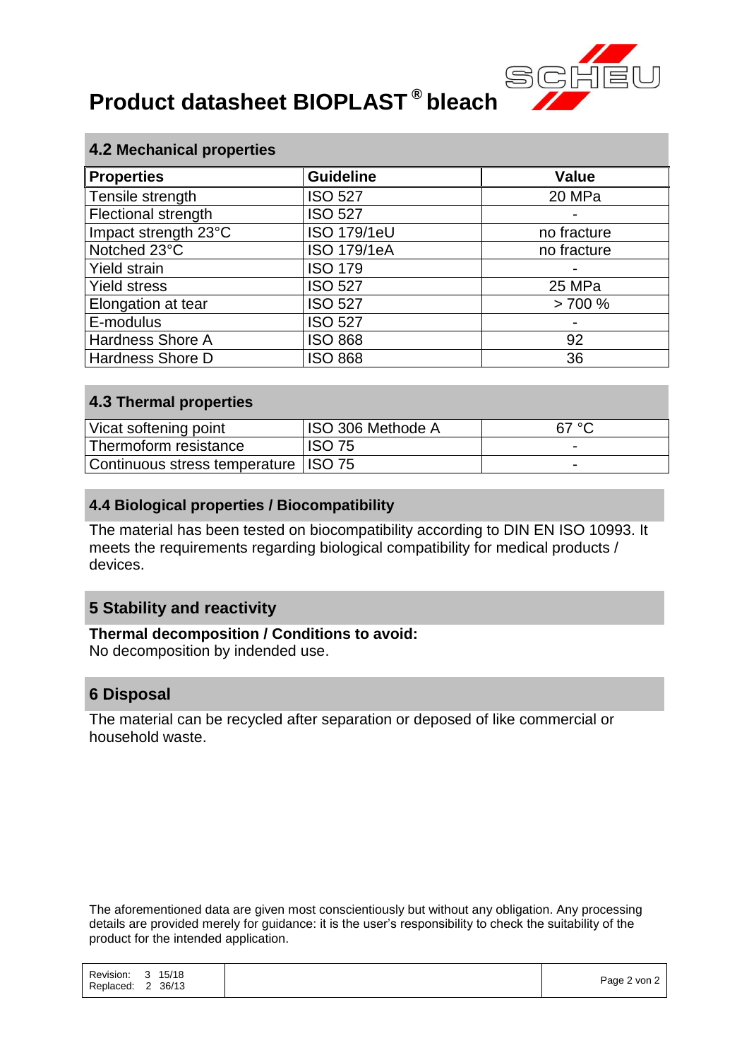# Product datasheet BIOPLAST® bleach

## 4.2 Mechanical properties

| Properties | Guideline | Value |
|---|---|---|
| Tensile strength | ISO 527 | 20 MPa |
| Flectional strength | ISO 527 | - |
| Impact strength 23°C | ISO 179/1eU | no fracture |
| Notched 23°C | ISO 179/1eA | no fracture |
| Yield strain | ISO 179 | - |
| Yield stress | ISO 527 | 25 MPa |
| Elongation at tear | ISO 527 | > 700 % |
| E-modulus | ISO 527 | - |
| Hardness Shore A | ISO 868 | 92 |
| Hardness Shore D | ISO 868 | 36 |

## 4.3 Thermal properties

| | | |
|---|---|---|
| Vicat softening point | ISO 306 Methode A | 67 °C |
| Thermoform resistance | ISO 75 | - |
| Continuous stress temperature | ISO 75 | - |

## 4.4 Biological properties / Biocompatibility

The material has been tested on biocompatibility according to DIN EN ISO 10993. It meets the requirements regarding biological compatibility for medical products / devices.

## 5 Stability and reactivity

**Thermal decomposition / Conditions to avoid:**
No decomposition by indended use.

## 6 Disposal

The material can be recycled after separation or deposed of like commercial or household waste.

The aforementioned data are given most conscientiously but without any obligation. Any processing details are provided merely for guidance: it is the user's responsibility to check the suitability of the product for the intended application.

Revision: 3 15/18
Replaced: 2 36/13